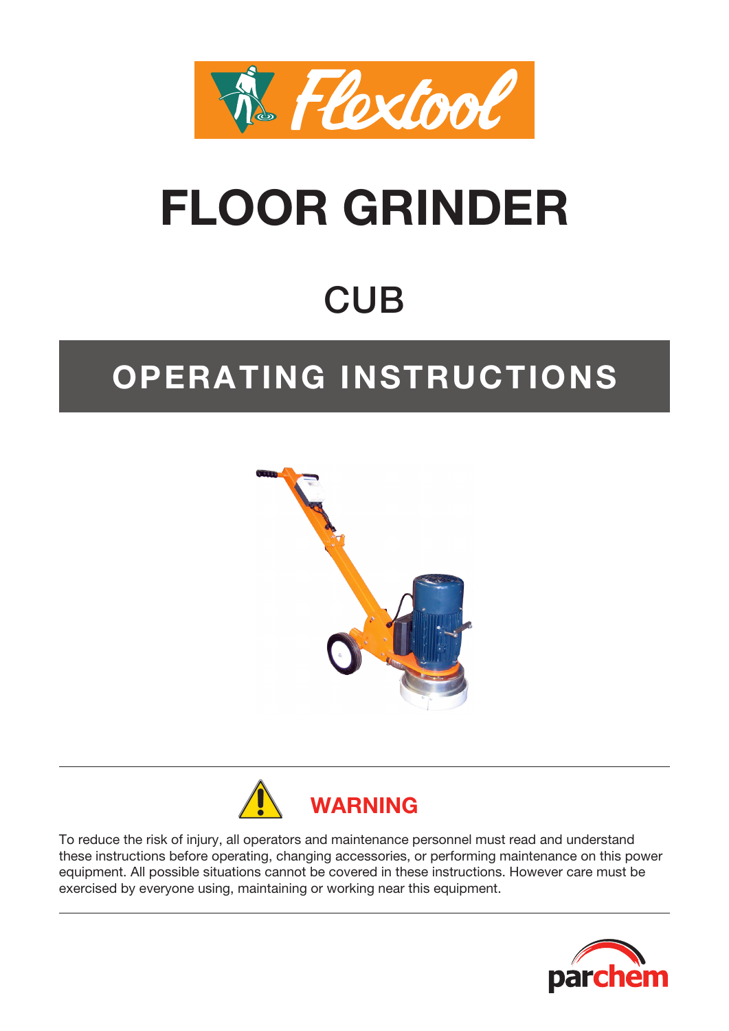Flextool

# FLOOR GRINDER

## CUB

## OPERATING INSTRUCTIONS

**WARNING**

To reduce the risk of injury, all operators and maintenance personnel must read and understand these instructions before operating, changing accessories, or performing maintenance on this power equipment. All possible situations cannot be covered in these instructions. However care must be exercised by everyone using, maintaining or working near this equipment.

parchem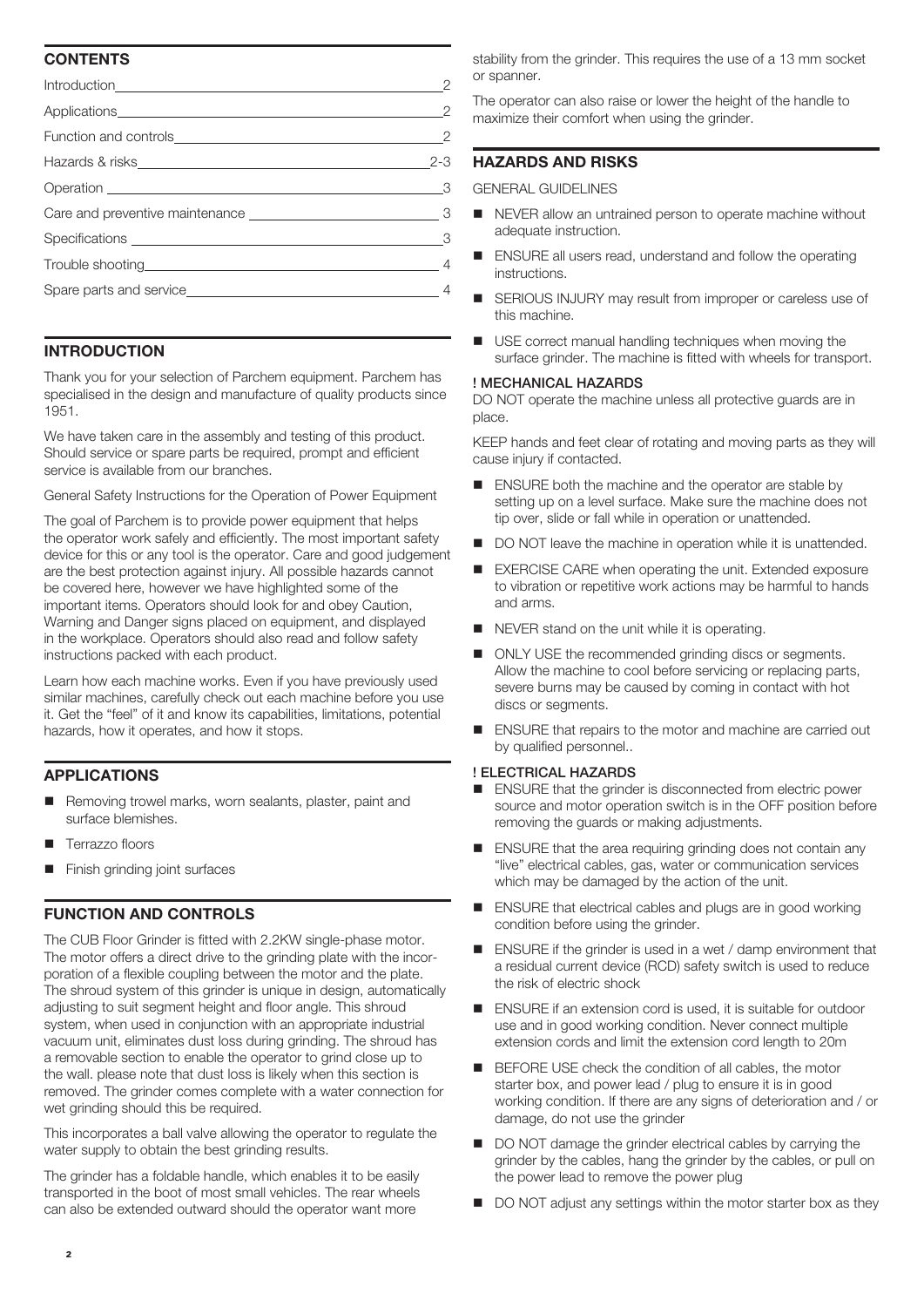## CONTENTS

| | |
|---|---|
| Introduction | 2 |
| Applications | 2 |
| Function and controls | 2 |
| Hazards & risks | 2-3 |
| Operation | 3 |
| Care and preventive maintenance | 3 |
| Specifications | 3 |
| Trouble shooting | 4 |
| Spare parts and service | 4 |

## INTRODUCTION

Thank you for your selection of Parchem equipment. Parchem has specialised in the design and manufacture of quality products since 1951.

We have taken care in the assembly and testing of this product. Should service or spare parts be required, prompt and efficient service is available from our branches.

General Safety Instructions for the Operation of Power Equipment

The goal of Parchem is to provide power equipment that helps the operator work safely and efficiently. The most important safety device for this or any tool is the operator. Care and good judgement are the best protection against injury. All possible hazards cannot be covered here, however we have highlighted some of the important items. Operators should look for and obey Caution, Warning and Danger signs placed on equipment, and displayed in the workplace. Operators should also read and follow safety instructions packed with each product.

Learn how each machine works. Even if you have previously used similar machines, carefully check out each machine before you use it. Get the "feel" of it and know its capabilities, limitations, potential hazards, how it operates, and how it stops.

## APPLICATIONS

- Removing trowel marks, worn sealants, plaster, paint and surface blemishes.
- Terrazzo floors
- Finish grinding joint surfaces

## FUNCTION AND CONTROLS

The CUB Floor Grinder is fitted with 2.2KW single-phase motor. The motor offers a direct drive to the grinding plate with the incorporation of a flexible coupling between the motor and the plate. The shroud system of this grinder is unique in design, automatically adjusting to suit segment height and floor angle. This shroud system, when used in conjunction with an appropriate industrial vacuum unit, eliminates dust loss during grinding. The shroud has a removable section to enable the operator to grind close up to the wall. please note that dust loss is likely when this section is removed. The grinder comes complete with a water connection for wet grinding should this be required.

This incorporates a ball valve allowing the operator to regulate the water supply to obtain the best grinding results.

The grinder has a foldable handle, which enables it to be easily transported in the boot of most small vehicles. The rear wheels can also be extended outward should the operator want more stability from the grinder. This requires the use of a 13 mm socket or spanner.

The operator can also raise or lower the height of the handle to maximize their comfort when using the grinder.

## HAZARDS AND RISKS

GENERAL GUIDELINES

- NEVER allow an untrained person to operate machine without adequate instruction.
- ENSURE all users read, understand and follow the operating instructions.
- SERIOUS INJURY may result from improper or careless use of this machine.
- USE correct manual handling techniques when moving the surface grinder. The machine is fitted with wheels for transport.

**! MECHANICAL HAZARDS**

DO NOT operate the machine unless all protective guards are in place.

KEEP hands and feet clear of rotating and moving parts as they will cause injury if contacted.

- ENSURE both the machine and the operator are stable by setting up on a level surface. Make sure the machine does not tip over, slide or fall while in operation or unattended.
- DO NOT leave the machine in operation while it is unattended.
- EXERCISE CARE when operating the unit. Extended exposure to vibration or repetitive work actions may be harmful to hands and arms.
- NEVER stand on the unit while it is operating.
- ONLY USE the recommended grinding discs or segments. Allow the machine to cool before servicing or replacing parts, severe burns may be caused by coming in contact with hot discs or segments.
- ENSURE that repairs to the motor and machine are carried out by qualified personnel..

**! ELECTRICAL HAZARDS**

- ENSURE that the grinder is disconnected from electric power source and motor operation switch is in the OFF position before removing the guards or making adjustments.
- ENSURE that the area requiring grinding does not contain any "live" electrical cables, gas, water or communication services which may be damaged by the action of the unit.
- ENSURE that electrical cables and plugs are in good working condition before using the grinder.
- ENSURE if the grinder is used in a wet / damp environment that a residual current device (RCD) safety switch is used to reduce the risk of electric shock
- ENSURE if an extension cord is used, it is suitable for outdoor use and in good working condition. Never connect multiple extension cords and limit the extension cord length to 20m
- BEFORE USE check the condition of all cables, the motor starter box, and power lead / plug to ensure it is in good working condition. If there are any signs of deterioration and / or damage, do not use the grinder
- DO NOT damage the grinder electrical cables by carrying the grinder by the cables, hang the grinder by the cables, or pull on the power lead to remove the power plug
- DO NOT adjust any settings within the motor starter box as they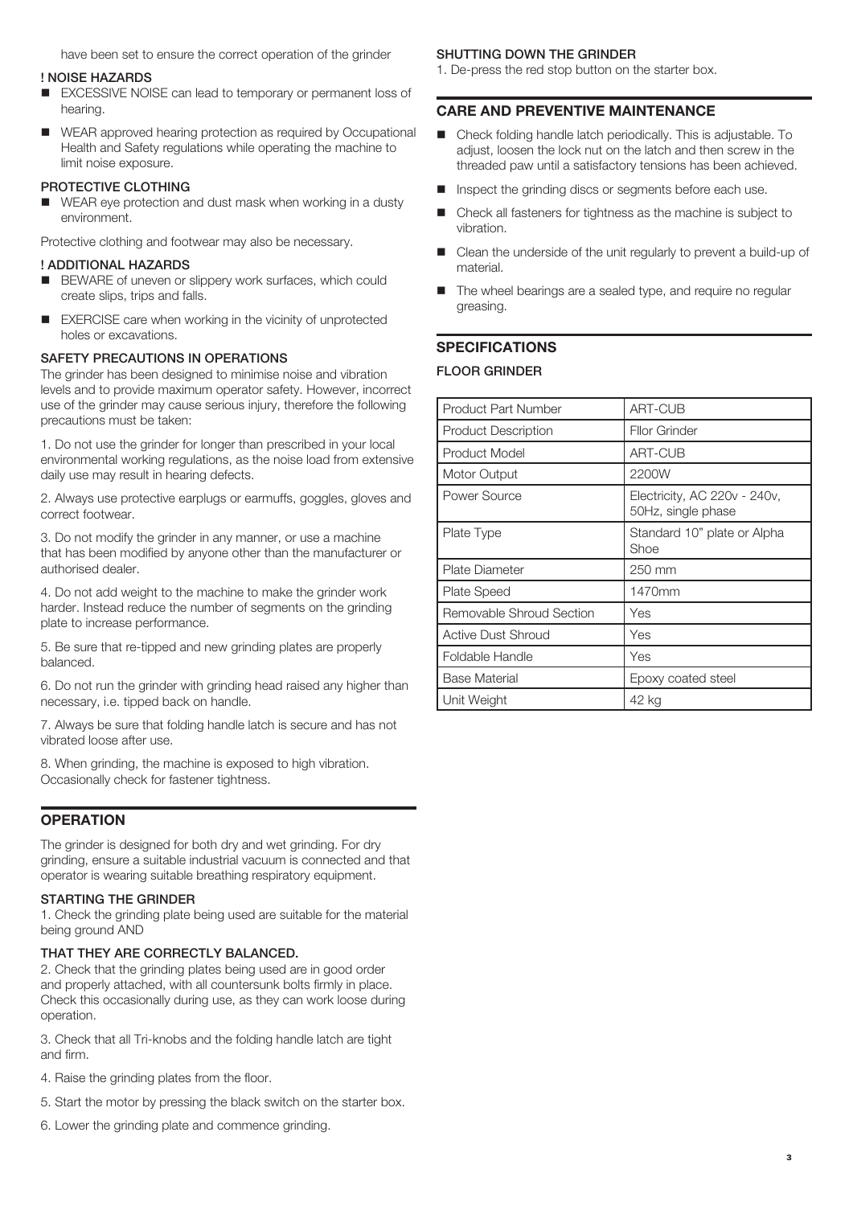have been set to ensure the correct operation of the grinder

#### ! NOISE HAZARDS

- EXCESSIVE NOISE can lead to temporary or permanent loss of hearing.
- WEAR approved hearing protection as required by Occupational Health and Safety regulations while operating the machine to limit noise exposure.

#### PROTECTIVE CLOTHING

- WEAR eye protection and dust mask when working in a dusty environment.

Protective clothing and footwear may also be necessary.

#### ! ADDITIONAL HAZARDS

- BEWARE of uneven or slippery work surfaces, which could create slips, trips and falls.
- EXERCISE care when working in the vicinity of unprotected holes or excavations.

#### SAFETY PRECAUTIONS IN OPERATIONS

The grinder has been designed to minimise noise and vibration levels and to provide maximum operator safety. However, incorrect use of the grinder may cause serious injury, therefore the following precautions must be taken:

1. Do not use the grinder for longer than prescribed in your local environmental working regulations, as the noise load from extensive daily use may result in hearing defects.

2. Always use protective earplugs or earmuffs, goggles, gloves and correct footwear.

3. Do not modify the grinder in any manner, or use a machine that has been modified by anyone other than the manufacturer or authorised dealer.

4. Do not add weight to the machine to make the grinder work harder. Instead reduce the number of segments on the grinding plate to increase performance.

5. Be sure that re-tipped and new grinding plates are properly balanced.

6. Do not run the grinder with grinding head raised any higher than necessary, i.e. tipped back on handle.

7. Always be sure that folding handle latch is secure and has not vibrated loose after use.

8. When grinding, the machine is exposed to high vibration. Occasionally check for fastener tightness.

## OPERATION

The grinder is designed for both dry and wet grinding. For dry grinding, ensure a suitable industrial vacuum is connected and that operator is wearing suitable breathing respiratory equipment.

#### STARTING THE GRINDER

1. Check the grinding plate being used are suitable for the material being ground AND

#### THAT THEY ARE CORRECTLY BALANCED.

2. Check that the grinding plates being used are in good order and properly attached, with all countersunk bolts firmly in place. Check this occasionally during use, as they can work loose during operation.

3. Check that all Tri-knobs and the folding handle latch are tight and firm.

4. Raise the grinding plates from the floor.

5. Start the motor by pressing the black switch on the starter box.

6. Lower the grinding plate and commence grinding.

#### SHUTTING DOWN THE GRINDER

1. De-press the red stop button on the starter box.

## CARE AND PREVENTIVE MAINTENANCE

- Check folding handle latch periodically. This is adjustable. To adjust, loosen the lock nut on the latch and then screw in the threaded paw until a satisfactory tensions has been achieved.
- Inspect the grinding discs or segments before each use.
- Check all fasteners for tightness as the machine is subject to vibration.
- Clean the underside of the unit regularly to prevent a build-up of material.
- The wheel bearings are a sealed type, and require no regular greasing.

## SPECIFICATIONS

#### FLOOR GRINDER

| | |
|---|---|
| Product Part Number | ART-CUB |
| Product Description | Fllor Grinder |
| Product Model | ART-CUB |
| Motor Output | 2200W |
| Power Source | Electricity, AC 220v - 240v, 50Hz, single phase |
| Plate Type | Standard 10" plate or Alpha Shoe |
| Plate Diameter | 250 mm |
| Plate Speed | 1470mm |
| Removable Shroud Section | Yes |
| Active Dust Shroud | Yes |
| Foldable Handle | Yes |
| Base Material | Epoxy coated steel |
| Unit Weight | 42 kg |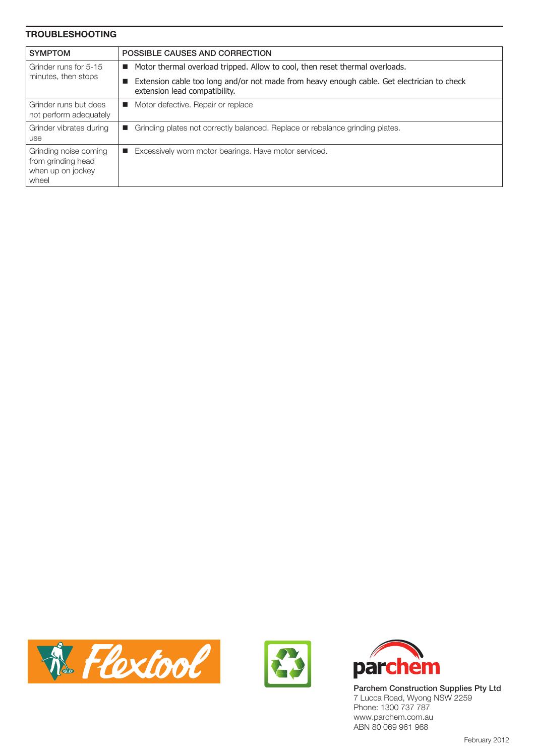## TROUBLESHOOTING

| SYMPTOM | POSSIBLE CAUSES AND CORRECTION |
| --- | --- |
| Grinder runs for 5-15 minutes, then stops | ■ Motor thermal overload tripped. Allow to cool, then reset thermal overloads.<br>■ Extension cable too long and/or not made from heavy enough cable. Get electrician to check extension lead compatibility. |
| Grinder runs but does not perform adequately | ■ Motor defective. Repair or replace |
| Grinder vibrates during use | ■ Grinding plates not correctly balanced. Replace or rebalance grinding plates. |
| Grinding noise coming from grinding head when up on jockey wheel | ■ Excessively worn motor bearings. Have motor serviced. |

Flextool

parchem

Parchem Construction Supplies Pty Ltd
7 Lucca Road, Wyong NSW 2259
Phone: 1300 737 787
www.parchem.com.au
ABN 80 069 961 968

February 2012